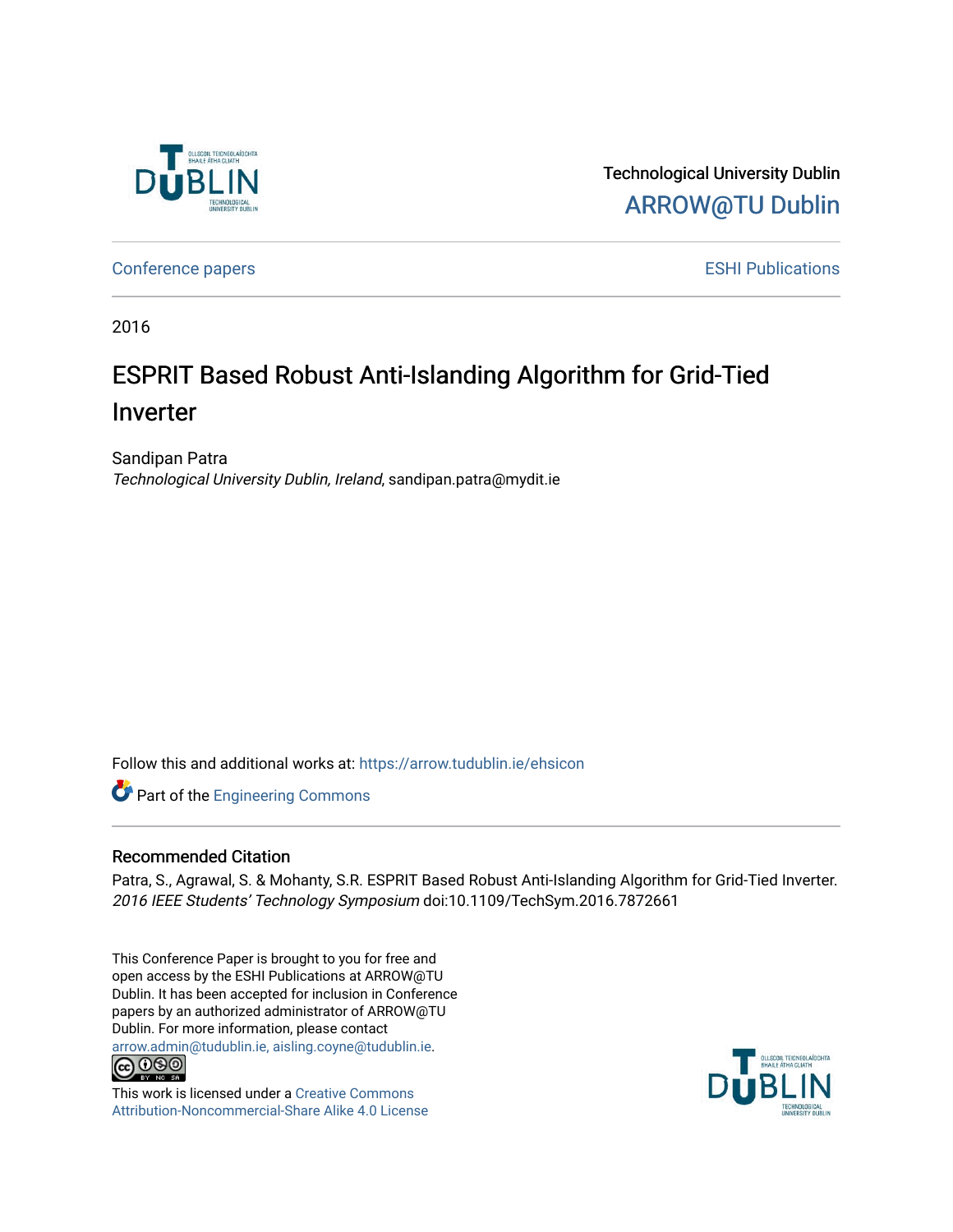Technological University Dublin

ARROW@TU Dublin

Conference papers

ESHI Publications

2016

# ESPRIT Based Robust Anti-Islanding Algorithm for Grid-Tied Inverter

Sandipan Patra

*Technological University Dublin, Ireland*, sandipan.patra@mydit.ie

Follow this and additional works at: https://arrow.tudublin.ie/ehsicon

Part of the Engineering Commons

## Recommended Citation

Patra, S., Agrawal, S. & Mohanty, S.R. ESPRIT Based Robust Anti-Islanding Algorithm for Grid-Tied Inverter. *2016 IEEE Students' Technology Symposium* doi:10.1109/TechSym.2016.7872661

This Conference Paper is brought to you for free and open access by the ESHI Publications at ARROW@TU Dublin. It has been accepted for inclusion in Conference papers by an authorized administrator of ARROW@TU Dublin. For more information, please contact arrow.admin@tudublin.ie, aisling.coyne@tudublin.ie.

This work is licensed under a Creative Commons Attribution-Noncommercial-Share Alike 4.0 License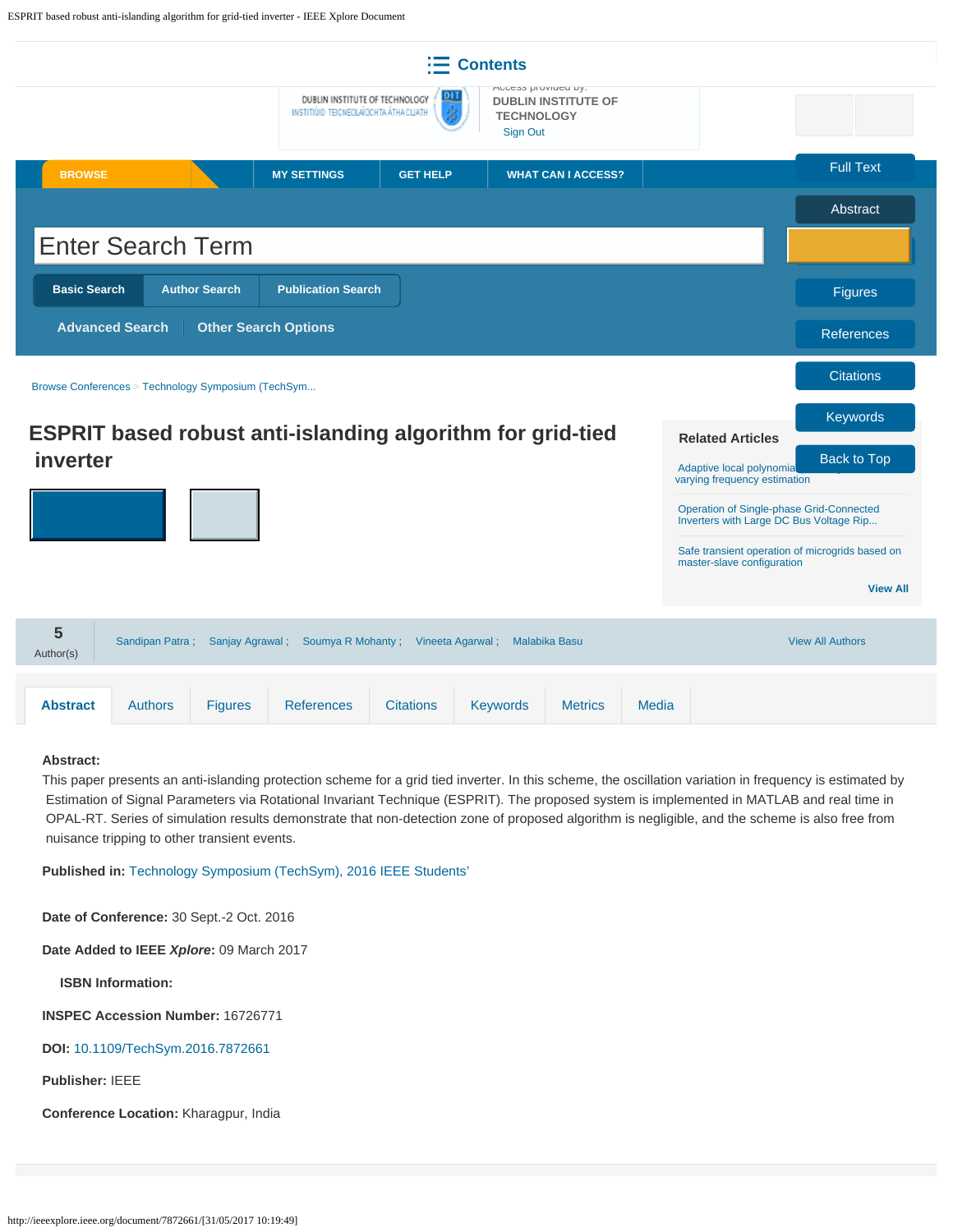# ESPRIT based robust anti-islanding algorithm for grid-tied inverter

Sandipan Patra ; Sanjay Agrawal ; Soumya R Mohanty ; Vineeta Agarwal ; Malabika Basu

**Abstract:**

This paper presents an anti-islanding protection scheme for a grid tied inverter. In this scheme, the oscillation variation in frequency is estimated by Estimation of Signal Parameters via Rotational Invariant Technique (ESPRIT). The proposed system is implemented in MATLAB and real time in OPAL-RT. Series of simulation results demonstrate that non-detection zone of proposed algorithm is negligible, and the scheme is also free from nuisance tripping to other transient events.

**Published in:** Technology Symposium (TechSym), 2016 IEEE Students'

**Date of Conference:** 30 Sept.-2 Oct. 2016

**Date Added to IEEE *Xplore*:** 09 March 2017

**ISBN Information:**

**INSPEC Accession Number:** 16726771

**DOI:** 10.1109/TechSym.2016.7872661

**Publisher:** IEEE

**Conference Location:** Kharagpur, India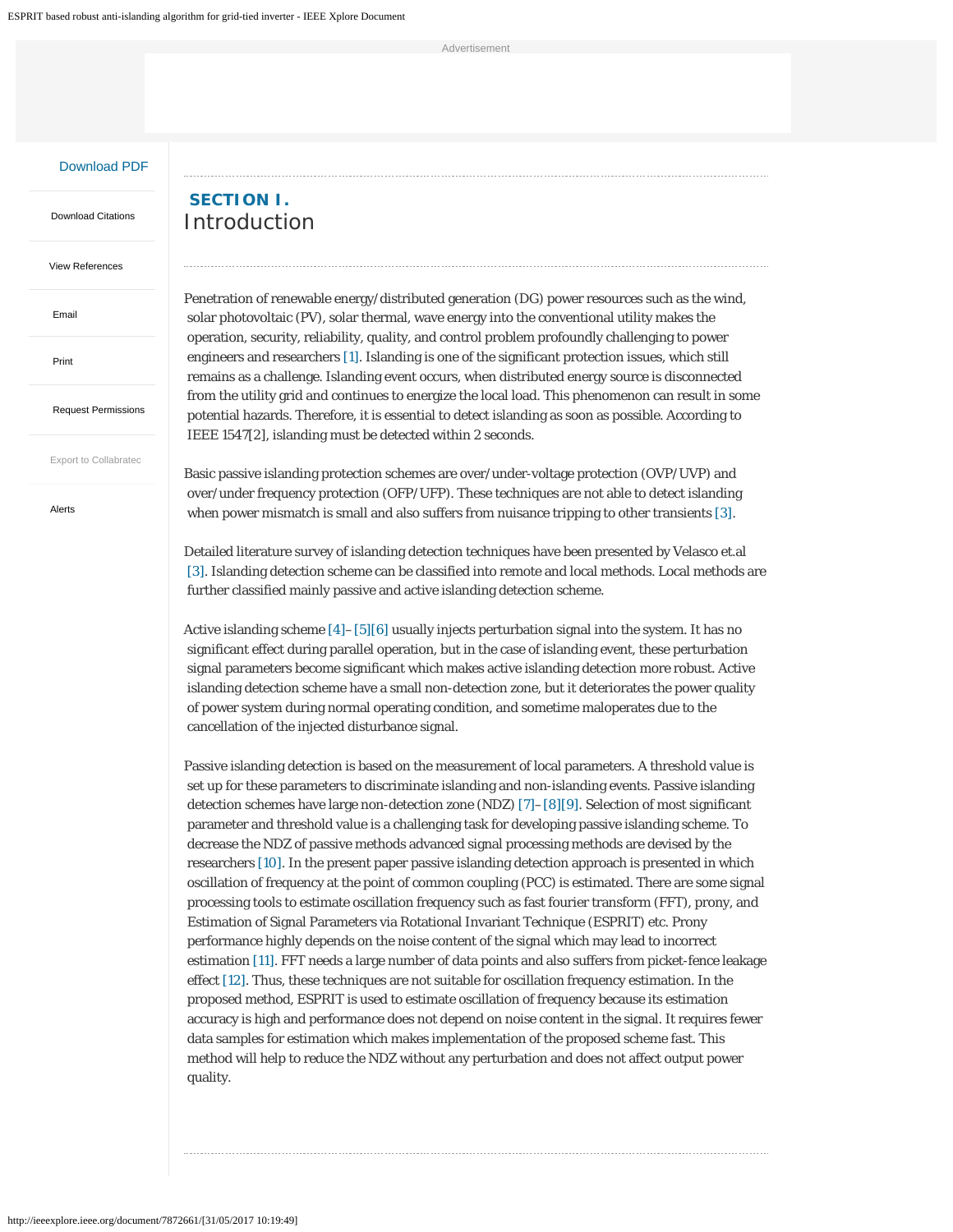## SECTION I. Introduction

Penetration of renewable energy/distributed generation (DG) power resources such as the wind, solar photovoltaic (PV), solar thermal, wave energy into the conventional utility makes the operation, security, reliability, quality, and control problem profoundly challenging to power engineers and researchers [1]. Islanding is one of the significant protection issues, which still remains as a challenge. Islanding event occurs, when distributed energy source is disconnected from the utility grid and continues to energize the local load. This phenomenon can result in some potential hazards. Therefore, it is essential to detect islanding as soon as possible. According to IEEE 1547[2], islanding must be detected within 2 seconds.

Basic passive islanding protection schemes are over/under-voltage protection (OVP/UVP) and over/under frequency protection (OFP/UFP). These techniques are not able to detect islanding when power mismatch is small and also suffers from nuisance tripping to other transients [3].

Detailed literature survey of islanding detection techniques have been presented by Velasco et.al [3]. Islanding detection scheme can be classified into remote and local methods. Local methods are further classified mainly passive and active islanding detection scheme.

Active islanding scheme [4]–[5][6] usually injects perturbation signal into the system. It has no significant effect during parallel operation, but in the case of islanding event, these perturbation signal parameters become significant which makes active islanding detection more robust. Active islanding detection scheme have a small non-detection zone, but it deteriorates the power quality of power system during normal operating condition, and sometime maloperates due to the cancellation of the injected disturbance signal.

Passive islanding detection is based on the measurement of local parameters. A threshold value is set up for these parameters to discriminate islanding and non-islanding events. Passive islanding detection schemes have large non-detection zone (NDZ) [7]–[8][9]. Selection of most significant parameter and threshold value is a challenging task for developing passive islanding scheme. To decrease the NDZ of passive methods advanced signal processing methods are devised by the researchers [10]. In the present paper passive islanding detection approach is presented in which oscillation of frequency at the point of common coupling (PCC) is estimated. There are some signal processing tools to estimate oscillation frequency such as fast fourier transform (FFT), prony, and Estimation of Signal Parameters via Rotational Invariant Technique (ESPRIT) etc. Prony performance highly depends on the noise content of the signal which may lead to incorrect estimation [11]. FFT needs a large number of data points and also suffers from picket-fence leakage effect [12]. Thus, these techniques are not suitable for oscillation frequency estimation. In the proposed method, ESPRIT is used to estimate oscillation of frequency because its estimation accuracy is high and performance does not depend on noise content in the signal. It requires fewer data samples for estimation which makes implementation of the proposed scheme fast. This method will help to reduce the NDZ without any perturbation and does not affect output power quality.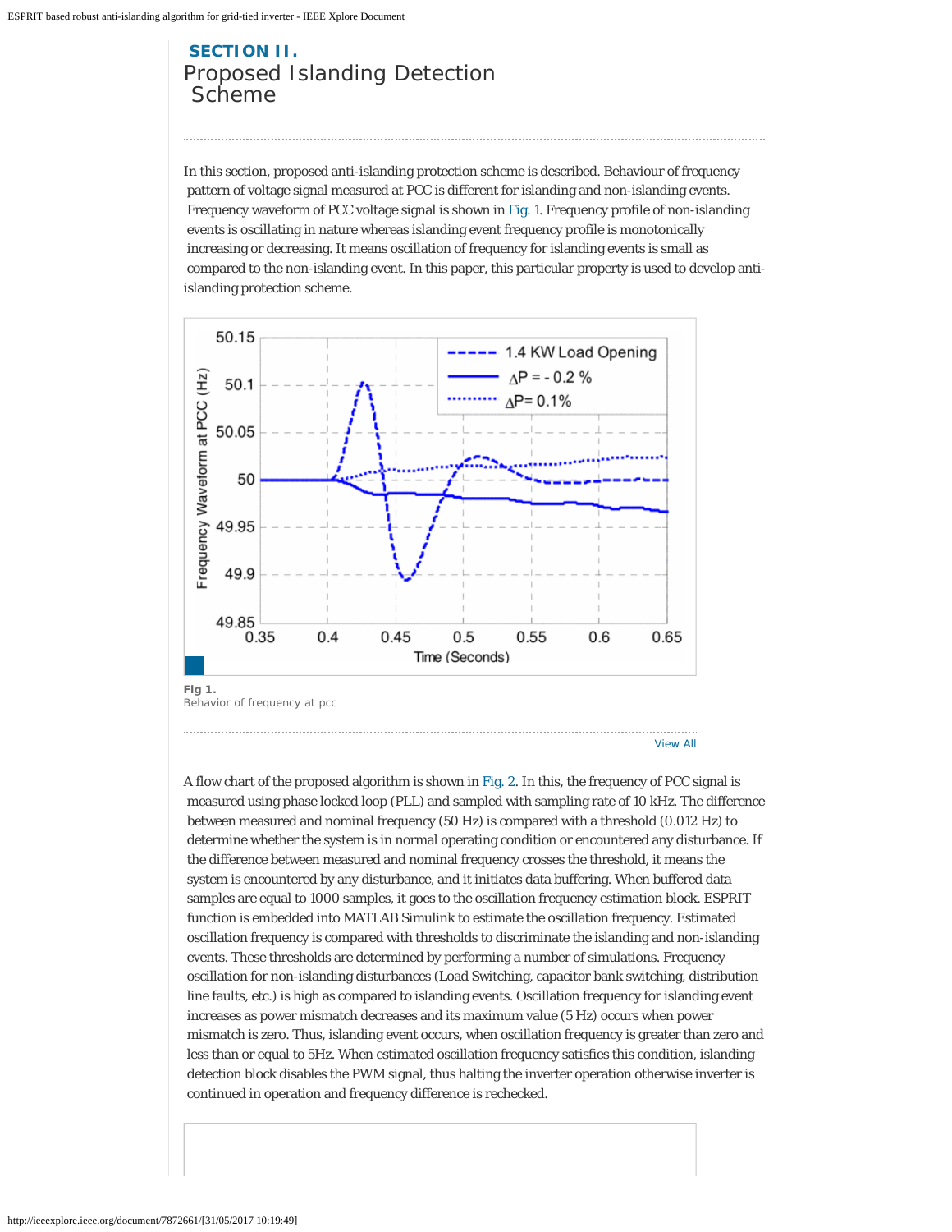## SECTION II. Proposed Islanding Detection Scheme

In this section, proposed anti-islanding protection scheme is described. Behaviour of frequency pattern of voltage signal measured at PCC is different for islanding and non-islanding events. Frequency waveform of PCC voltage signal is shown in Fig. 1. Frequency profile of non-islanding events is oscillating in nature whereas islanding event frequency profile is monotonically increasing or decreasing. It means oscillation of frequency for islanding events is small as compared to the non-islanding event. In this paper, this particular property is used to develop anti-islanding protection scheme.

**Fig 1.**
Behavior of frequency at pcc

A flow chart of the proposed algorithm is shown in Fig. 2. In this, the frequency of PCC signal is measured using phase locked loop (PLL) and sampled with sampling rate of 10 kHz. The difference between measured and nominal frequency (50 Hz) is compared with a threshold (0.012 Hz) to determine whether the system is in normal operating condition or encountered any disturbance. If the difference between measured and nominal frequency crosses the threshold, it means the system is encountered by any disturbance, and it initiates data buffering. When buffered data samples are equal to 1000 samples, it goes to the oscillation frequency estimation block. ESPRIT function is embedded into MATLAB Simulink to estimate the oscillation frequency. Estimated oscillation frequency is compared with thresholds to discriminate the islanding and non-islanding events. These thresholds are determined by performing a number of simulations. Frequency oscillation for non-islanding disturbances (Load Switching, capacitor bank switching, distribution line faults, etc.) is high as compared to islanding events. Oscillation frequency for islanding event increases as power mismatch decreases and its maximum value (5 Hz) occurs when power mismatch is zero. Thus, islanding event occurs, when oscillation frequency is greater than zero and less than or equal to 5Hz. When estimated oscillation frequency satisfies this condition, islanding detection block disables the PWM signal, thus halting the inverter operation otherwise inverter is continued in operation and frequency difference is rechecked.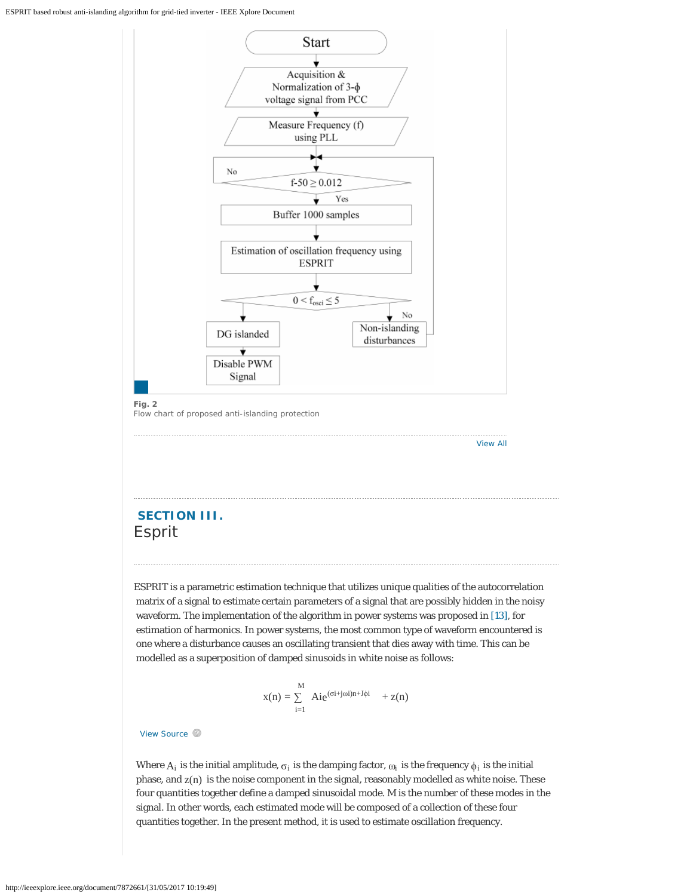Start

Acquisition & Normalization of 3-ϕ voltage signal from PCC

Measure Frequency (f) using PLL

$f-50 \geq 0.012$ (No / Yes)

Buffer 1000 samples

Estimation of oscillation frequency using ESPRIT

$0 < f_{osci} \leq 5$ (No)

DG islanded

Disable PWM Signal

Non-islanding disturbances

**Fig. 2**
Flow chart of proposed anti-islanding protection

View All

## SECTION III.
## Esprit

ESPRIT is a parametric estimation technique that utilizes unique qualities of the autocorrelation matrix of a signal to estimate certain parameters of a signal that are possibly hidden in the noisy waveform. The implementation of the algorithm in power systems was proposed in [13], for estimation of harmonics. In power systems, the most common type of waveform encountered is one where a disturbance causes an oscillating transient that dies away with time. This can be modelled as a superposition of damped sinusoids in white noise as follows:

$$x(n) = \sum_{i=1}^{M} A_i e^{(\sigma_i + j\omega_i)n + J\phi_i} + z(n)$$

View Source

Where $A_i$ is the initial amplitude, $\sigma_i$ is the damping factor, $\omega_i$ is the frequency $\phi_i$ is the initial phase, and $z(n)$ is the noise component in the signal, reasonably modelled as white noise. These four quantities together define a damped sinusoidal mode. M is the number of these modes in the signal. In other words, each estimated mode will be composed of a collection of these four quantities together. In the present method, it is used to estimate oscillation frequency.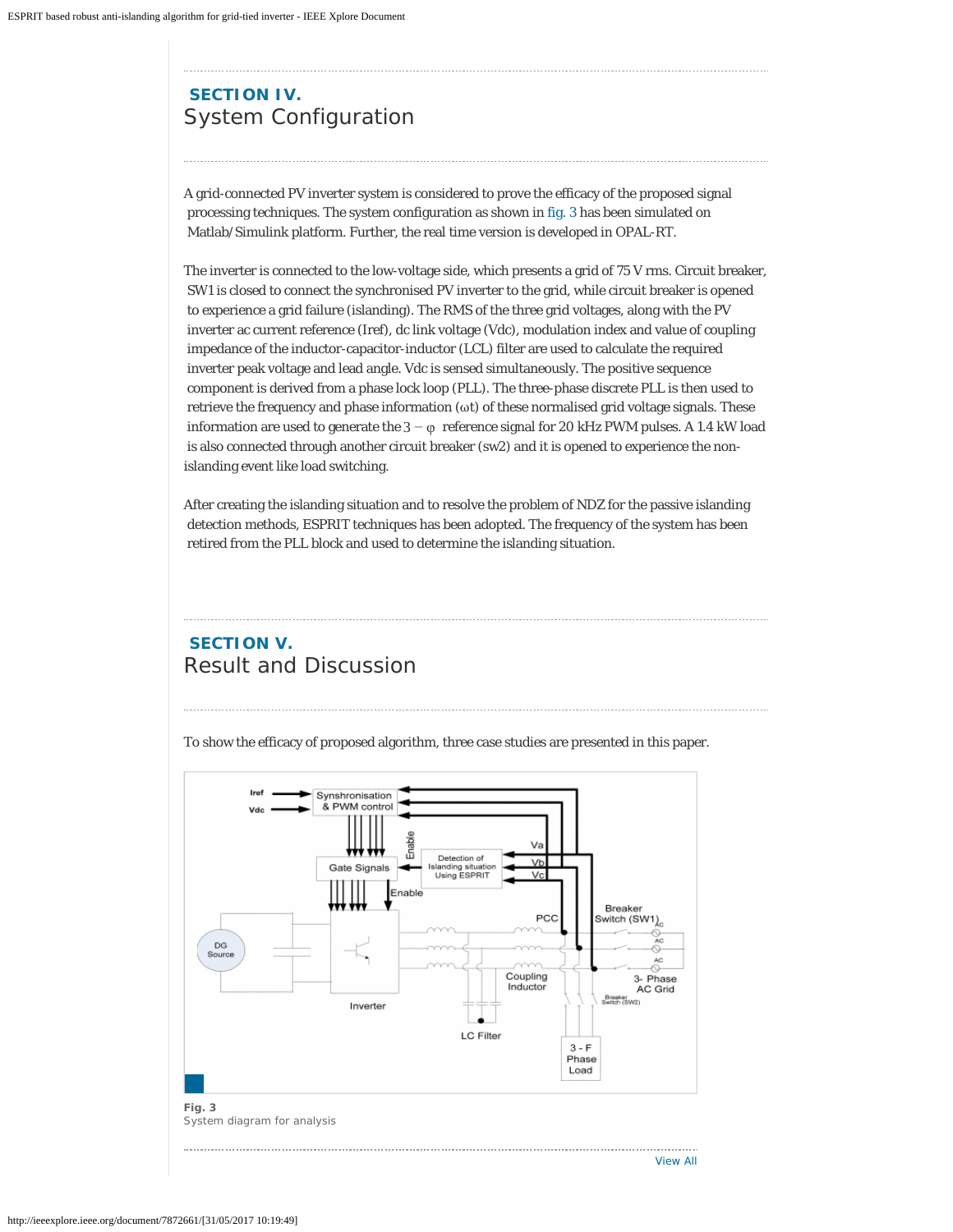## SECTION IV.
# System Configuration

A grid-connected PV inverter system is considered to prove the efficacy of the proposed signal processing techniques. The system configuration as shown in fig. 3 has been simulated on Matlab/Simulink platform. Further, the real time version is developed in OPAL-RT.

The inverter is connected to the low-voltage side, which presents a grid of 75 V rms. Circuit breaker, SW1 is closed to connect the synchronised PV inverter to the grid, while circuit breaker is opened to experience a grid failure (islanding). The RMS of the three grid voltages, along with the PV inverter ac current reference (Iref), dc link voltage (Vdc), modulation index and value of coupling impedance of the inductor-capacitor-inductor (LCL) filter are used to calculate the required inverter peak voltage and lead angle. Vdc is sensed simultaneously. The positive sequence component is derived from a phase lock loop (PLL). The three-phase discrete PLL is then used to retrieve the frequency and phase information ($\omega t$) of these normalised grid voltage signals. These information are used to generate the $3-\varphi$ reference signal for 20 kHz PWM pulses. A 1.4 kW load is also connected through another circuit breaker (sw2) and it is opened to experience the non-islanding event like load switching.

After creating the islanding situation and to resolve the problem of NDZ for the passive islanding detection methods, ESPRIT techniques has been adopted. The frequency of the system has been retired from the PLL block and used to determine the islanding situation.

## SECTION V.
# Result and Discussion

To show the efficacy of proposed algorithm, three case studies are presented in this paper.

**Fig. 3**
System diagram for analysis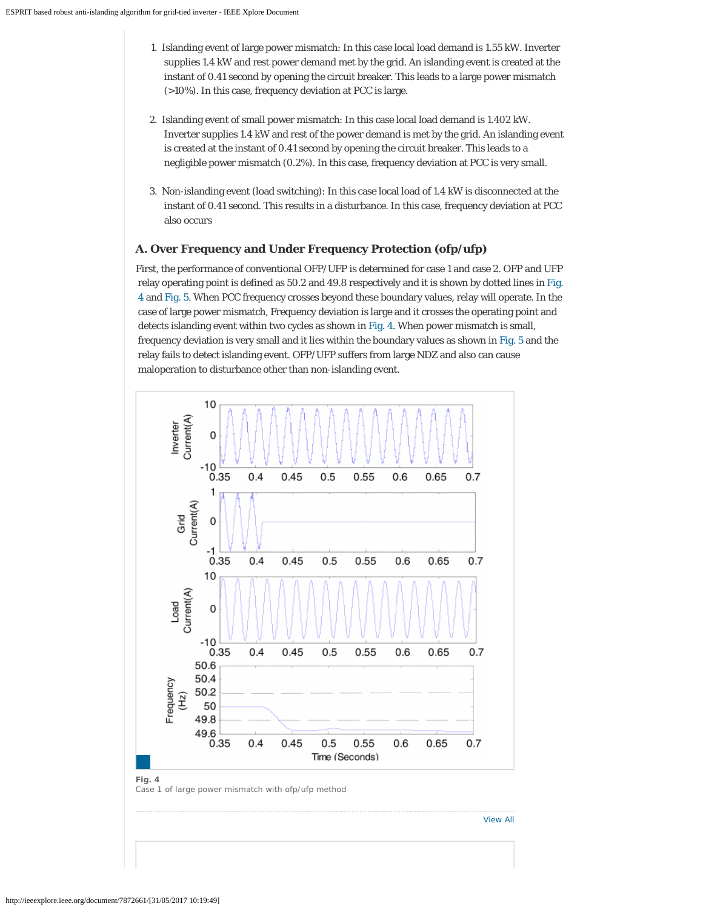1. Islanding event of large power mismatch: In this case local load demand is 1.55 kW. Inverter supplies 1.4 kW and rest power demand met by the grid. An islanding event is created at the instant of 0.41 second by opening the circuit breaker. This leads to a large power mismatch (>10%). In this case, frequency deviation at PCC is large.

2. Islanding event of small power mismatch: In this case local load demand is 1.402 kW. Inverter supplies 1.4 kW and rest of the power demand is met by the grid. An islanding event is created at the instant of 0.41 second by opening the circuit breaker. This leads to a negligible power mismatch (0.2%). In this case, frequency deviation at PCC is very small.

3. Non-islanding event (load switching): In this case local load of 1.4 kW is disconnected at the instant of 0.41 second. This results in a disturbance. In this case, frequency deviation at PCC also occurs

### A. Over Frequency and Under Frequency Protection (ofp/ufp)

First, the performance of conventional OFP/UFP is determined for case 1 and case 2. OFP and UFP relay operating point is defined as 50.2 and 49.8 respectively and it is shown by dotted lines in Fig. 4 and Fig. 5. When PCC frequency crosses beyond these boundary values, relay will operate. In the case of large power mismatch, Frequency deviation is large and it crosses the operating point and detects islanding event within two cycles as shown in Fig. 4. When power mismatch is small, frequency deviation is very small and it lies within the boundary values as shown in Fig. 5 and the relay fails to detect islanding event. OFP/UFP suffers from large NDZ and also can cause maloperation to disturbance other than non-islanding event.

**Fig. 4**
Case 1 of large power mismatch with ofp/ufp method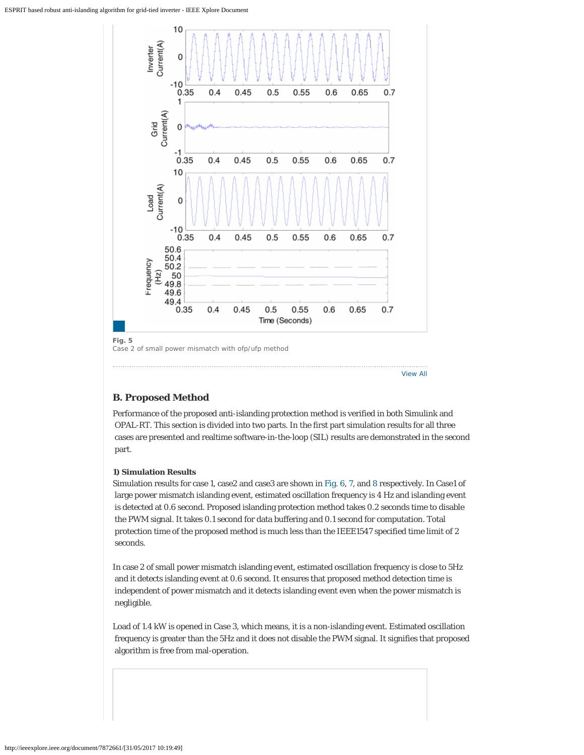**Fig. 5**
Case 2 of small power mismatch with ofp/ufp method

View All

## B. Proposed Method

Performance of the proposed anti-islanding protection method is verified in both Simulink and OPAL-RT. This section is divided into two parts. In the first part simulation results for all three cases are presented and realtime software-in-the-loop (SIL) results are demonstrated in the second part.

### 1) Simulation Results

Simulation results for case 1, case2 and case3 are shown in Fig. 6, 7, and 8 respectively. In Case1 of large power mismatch islanding event, estimated oscillation frequency is 4 Hz and islanding event is detected at 0.6 second. Proposed islanding protection method takes 0.2 seconds time to disable the PWM signal. It takes 0.1 second for data buffering and 0.1 second for computation. Total protection time of the proposed method is much less than the IEEE1547 specified time limit of 2 seconds.

In case 2 of small power mismatch islanding event, estimated oscillation frequency is close to 5Hz and it detects islanding event at 0.6 second. It ensures that proposed method detection time is independent of power mismatch and it detects islanding event even when the power mismatch is negligible.

Load of 1.4 kW is opened in Case 3, which means, it is a non-islanding event. Estimated oscillation frequency is greater than the 5Hz and it does not disable the PWM signal. It signifies that proposed algorithm is free from mal-operation.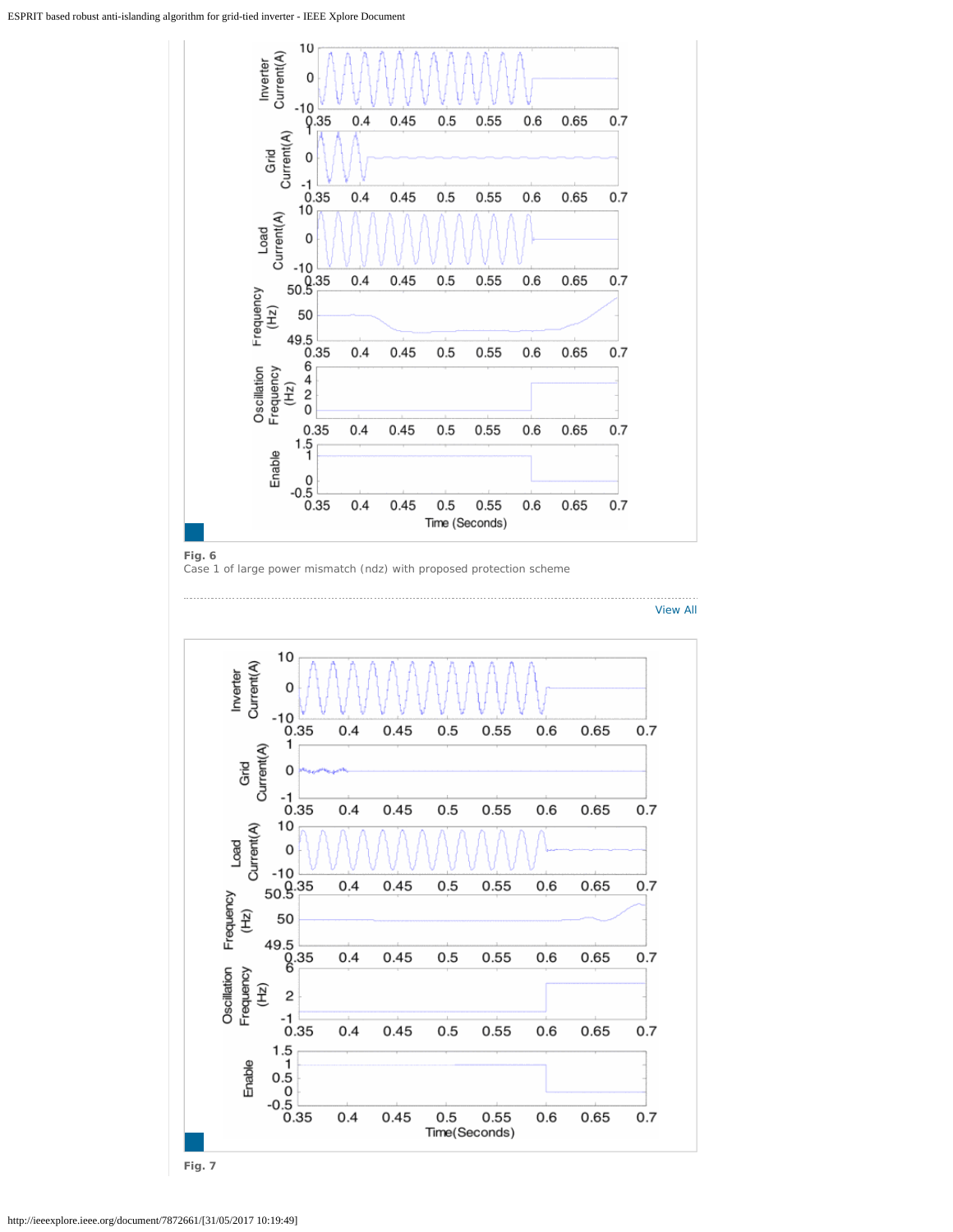**Fig. 6**
Case 1 of large power mismatch (ndz) with proposed protection scheme

View All

**Fig. 7**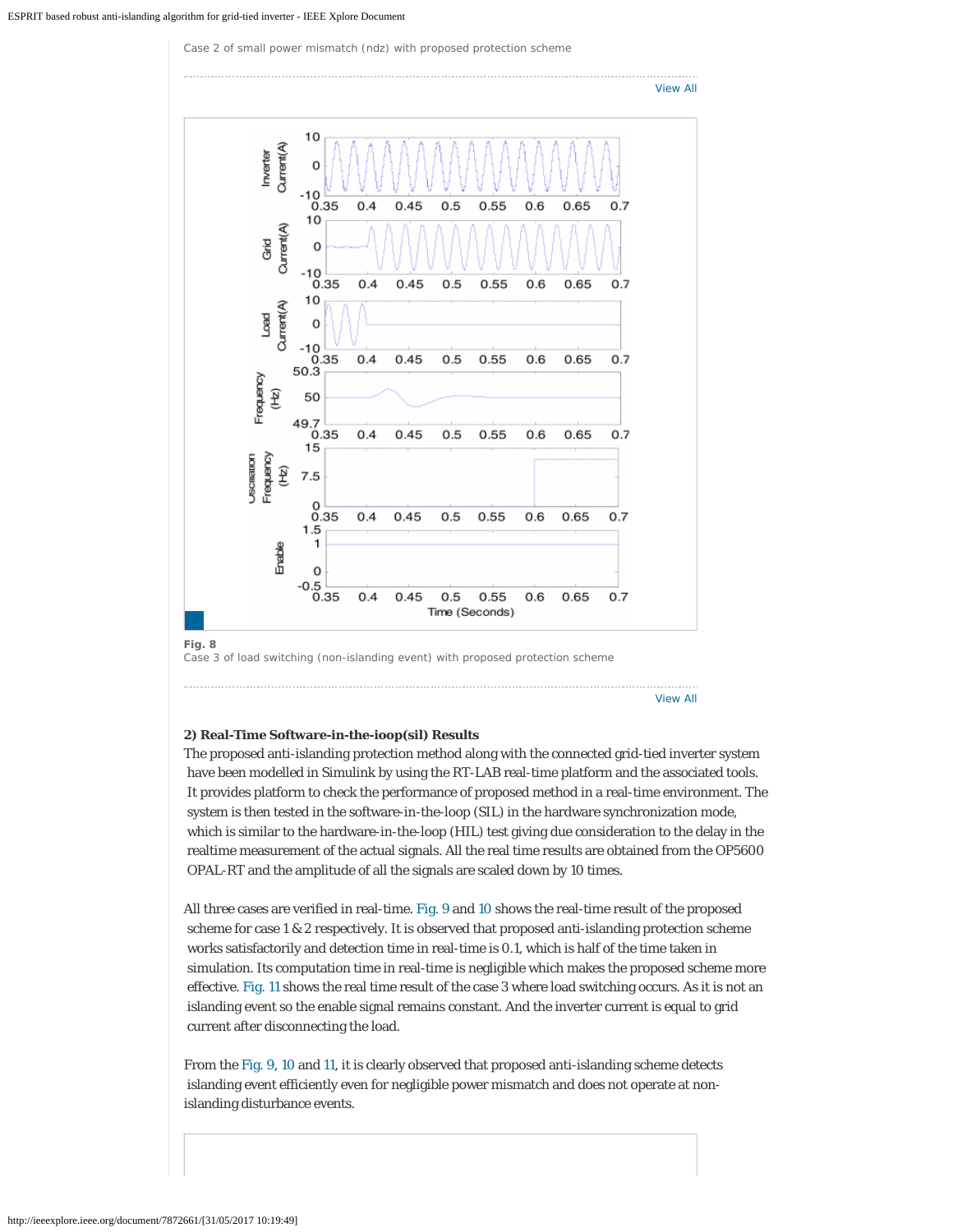Case 2 of small power mismatch (ndz) with proposed protection scheme

View All

**Fig. 8**
Case 3 of load switching (non-islanding event) with proposed protection scheme

View All

#### 2) Real-Time Software-in-the-ioop(sil) Results

The proposed anti-islanding protection method along with the connected grid-tied inverter system have been modelled in Simulink by using the RT-LAB real-time platform and the associated tools. It provides platform to check the performance of proposed method in a real-time environment. The system is then tested in the software-in-the-loop (SIL) in the hardware synchronization mode, which is similar to the hardware-in-the-loop (HIL) test giving due consideration to the delay in the realtime measurement of the actual signals. All the real time results are obtained from the OP5600 OPAL-RT and the amplitude of all the signals are scaled down by 10 times.

All three cases are verified in real-time. Fig. 9 and 10 shows the real-time result of the proposed scheme for case 1 & 2 respectively. It is observed that proposed anti-islanding protection scheme works satisfactorily and detection time in real-time is 0.1, which is half of the time taken in simulation. Its computation time in real-time is negligible which makes the proposed scheme more effective. Fig. 11 shows the real time result of the case 3 where load switching occurs. As it is not an islanding event so the enable signal remains constant. And the inverter current is equal to grid current after disconnecting the load.

From the Fig. 9, 10 and 11, it is clearly observed that proposed anti-islanding scheme detects islanding event efficiently even for negligible power mismatch and does not operate at non-islanding disturbance events.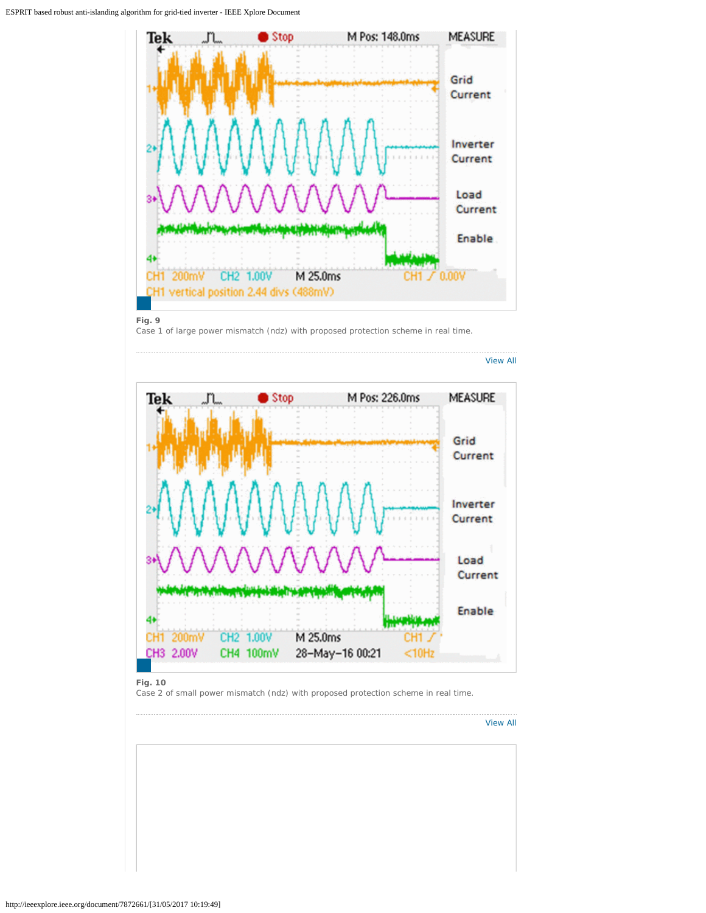**Fig. 9**
Case 1 of large power mismatch (ndz) with proposed protection scheme in real time.

View All

**Fig. 10**
Case 2 of small power mismatch (ndz) with proposed protection scheme in real time.

View All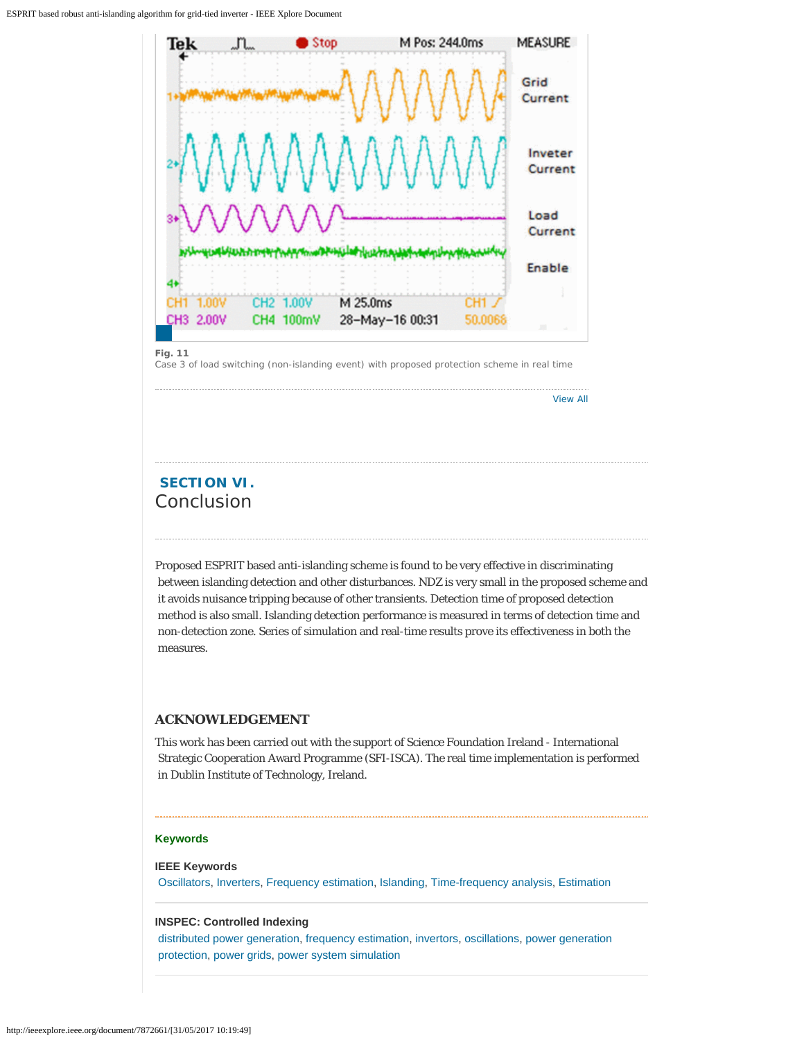Fig. 11
Case 3 of load switching (non-islanding event) with proposed protection scheme in real time

View All

## SECTION VI. Conclusion

Proposed ESPRIT based anti-islanding scheme is found to be very effective in discriminating between islanding detection and other disturbances. NDZ is very small in the proposed scheme and it avoids nuisance tripping because of other transients. Detection time of proposed detection method is also small. Islanding detection performance is measured in terms of detection time and non-detection zone. Series of simulation and real-time results prove its effectiveness in both the measures.

## ACKNOWLEDGEMENT

This work has been carried out with the support of Science Foundation Ireland - International Strategic Cooperation Award Programme (SFI-ISCA). The real time implementation is performed in Dublin Institute of Technology, Ireland.

### Keywords

**IEEE Keywords**

Oscillators, Inverters, Frequency estimation, Islanding, Time-frequency analysis, Estimation

**INSPEC: Controlled Indexing**

distributed power generation, frequency estimation, invertors, oscillations, power generation protection, power grids, power system simulation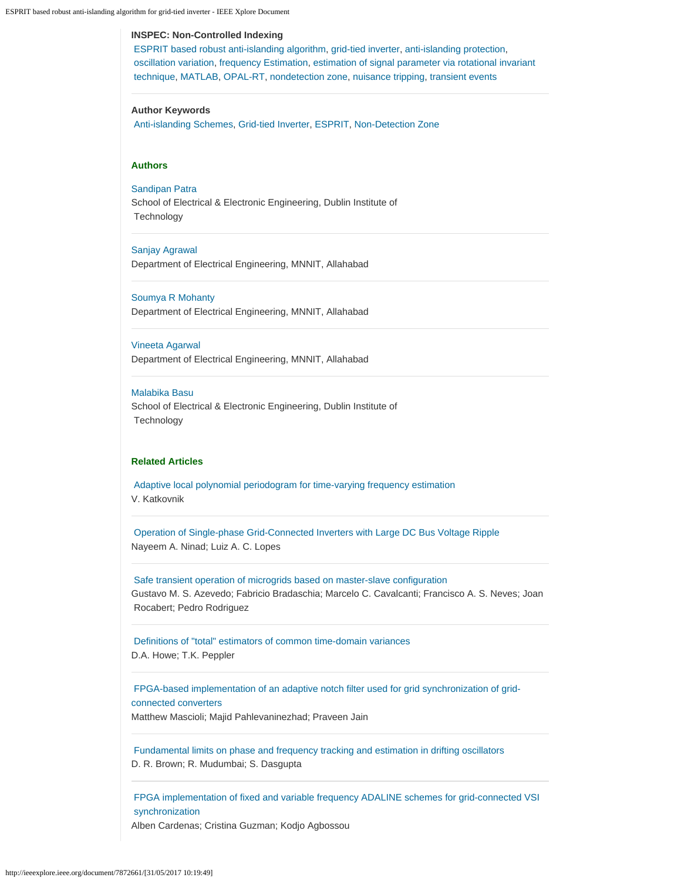**INSPEC: Non-Controlled Indexing**

ESPRIT based robust anti-islanding algorithm, grid-tied inverter, anti-islanding protection, oscillation variation, frequency Estimation, estimation of signal parameter via rotational invariant technique, MATLAB, OPAL-RT, nondetection zone, nuisance tripping, transient events

**Author Keywords**

Anti-islanding Schemes, Grid-tied Inverter, ESPRIT, Non-Detection Zone

## Authors

Sandipan Patra
School of Electrical & Electronic Engineering, Dublin Institute of Technology

Sanjay Agrawal
Department of Electrical Engineering, MNNIT, Allahabad

Soumya R Mohanty
Department of Electrical Engineering, MNNIT, Allahabad

Vineeta Agarwal
Department of Electrical Engineering, MNNIT, Allahabad

Malabika Basu
School of Electrical & Electronic Engineering, Dublin Institute of Technology

## Related Articles

Adaptive local polynomial periodogram for time-varying frequency estimation
V. Katkovnik

Operation of Single-phase Grid-Connected Inverters with Large DC Bus Voltage Ripple
Nayeem A. Ninad; Luiz A. C. Lopes

Safe transient operation of microgrids based on master-slave configuration
Gustavo M. S. Azevedo; Fabricio Bradaschia; Marcelo C. Cavalcanti; Francisco A. S. Neves; Joan Rocabert; Pedro Rodriguez

Definitions of "total" estimators of common time-domain variances
D.A. Howe; T.K. Peppler

FPGA-based implementation of an adaptive notch filter used for grid synchronization of grid-connected converters
Matthew Mascioli; Majid Pahlevaninezhad; Praveen Jain

Fundamental limits on phase and frequency tracking and estimation in drifting oscillators
D. R. Brown; R. Mudumbai; S. Dasgupta

FPGA implementation of fixed and variable frequency ADALINE schemes for grid-connected VSI synchronization
Alben Cardenas; Cristina Guzman; Kodjo Agbossou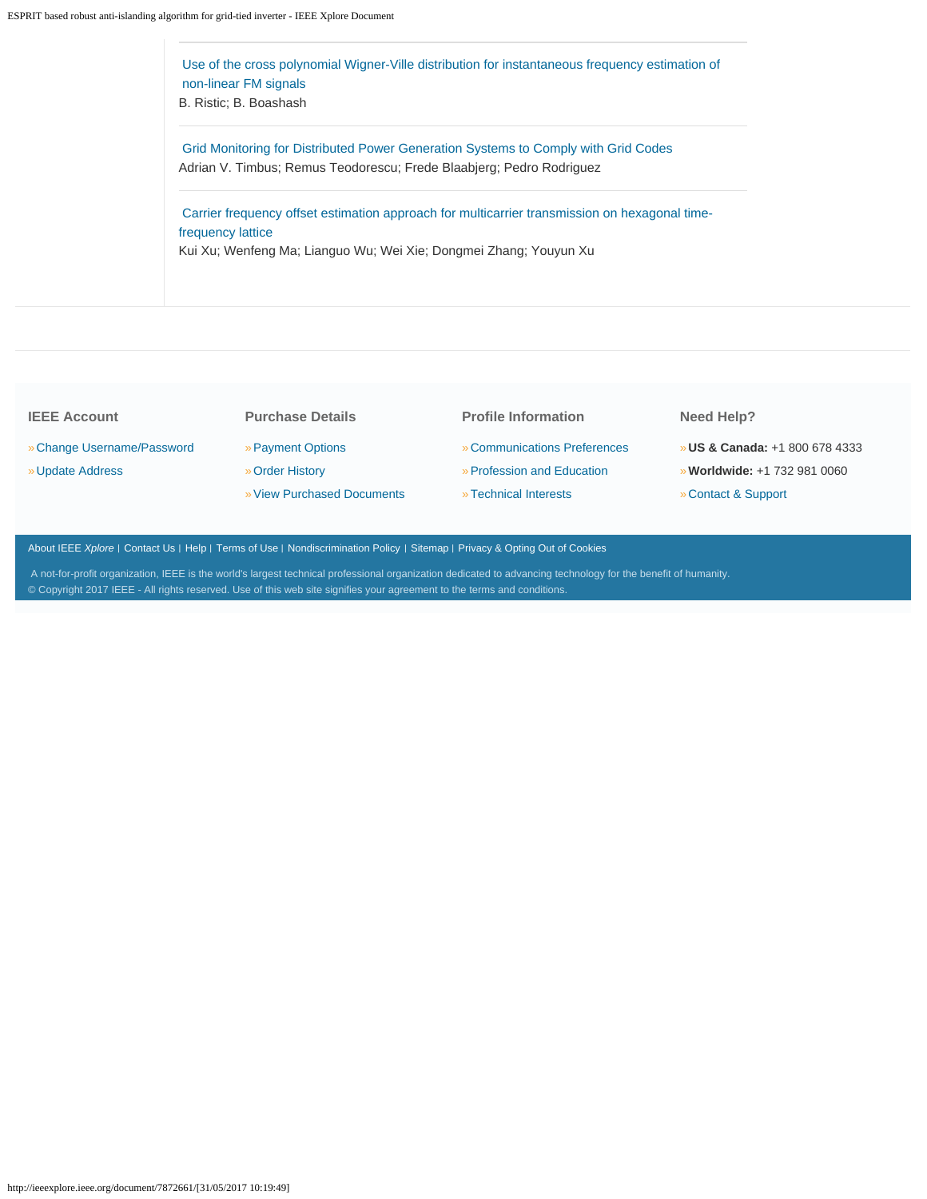Use of the cross polynomial Wigner-Ville distribution for instantaneous frequency estimation of non-linear FM signals
B. Ristic; B. Boashash

Grid Monitoring for Distributed Power Generation Systems to Comply with Grid Codes
Adrian V. Timbus; Remus Teodorescu; Frede Blaabjerg; Pedro Rodriguez

Carrier frequency offset estimation approach for multicarrier transmission on hexagonal time-frequency lattice
Kui Xu; Wenfeng Ma; Lianguo Wu; Wei Xie; Dongmei Zhang; Youyun Xu

### IEEE Account

» Change Username/Password
» Update Address

### Purchase Details

» Payment Options
» Order History
» View Purchased Documents

### Profile Information

» Communications Preferences
» Profession and Education
» Technical Interests

### Need Help?

» **US & Canada:** +1 800 678 4333
» **Worldwide:** +1 732 981 0060
» Contact & Support

About IEEE *Xplore* | Contact Us | Help | Terms of Use | Nondiscrimination Policy | Sitemap | Privacy & Opting Out of Cookies

A not-for-profit organization, IEEE is the world's largest technical professional organization dedicated to advancing technology for the benefit of humanity.
© Copyright 2017 IEEE - All rights reserved. Use of this web site signifies your agreement to the terms and conditions.